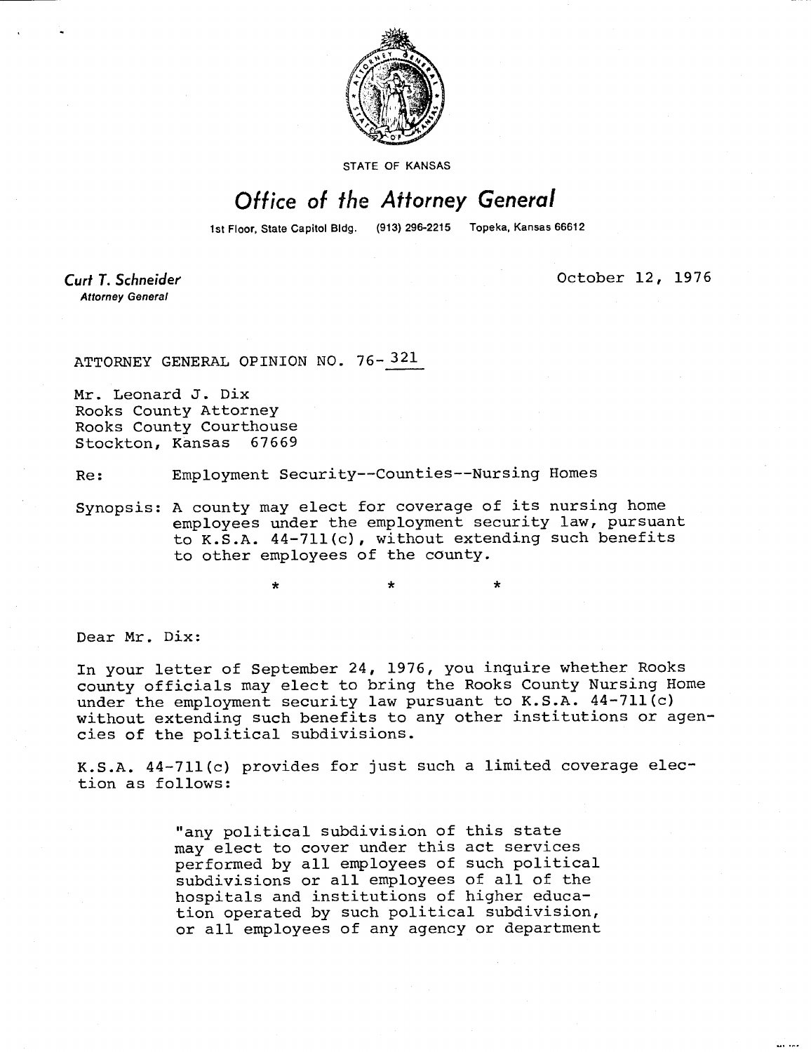STATE OF KANSAS

# *Office of the Attorney General*

1st Floor, State Capitol Bldg. (913) 296-2215 Topeka, Kansas 66612

**Curt T. Schneider**
*Attorney General*

October 12, 1976

ATTORNEY GENERAL OPINION NO. 76-321

Mr. Leonard J. Dix
Rooks County Attorney
Rooks County Courthouse
Stockton, Kansas 67669

Re: Employment Security--Counties--Nursing Homes

Synopsis: A county may elect for coverage of its nursing home employees under the employment security law, pursuant to K.S.A. 44-711(c), without extending such benefits to other employees of the county.

\* \* \*

Dear Mr. Dix:

In your letter of September 24, 1976, you inquire whether Rooks county officials may elect to bring the Rooks County Nursing Home under the employment security law pursuant to K.S.A. 44-711(c) without extending such benefits to any other institutions or agencies of the political subdivisions.

K.S.A. 44-711(c) provides for just such a limited coverage election as follows:

> "any political subdivision of this state may elect to cover under this act services performed by all employees of such political subdivisions or all employees of all of the hospitals and institutions of higher education operated by such political subdivision, or all employees of any agency or department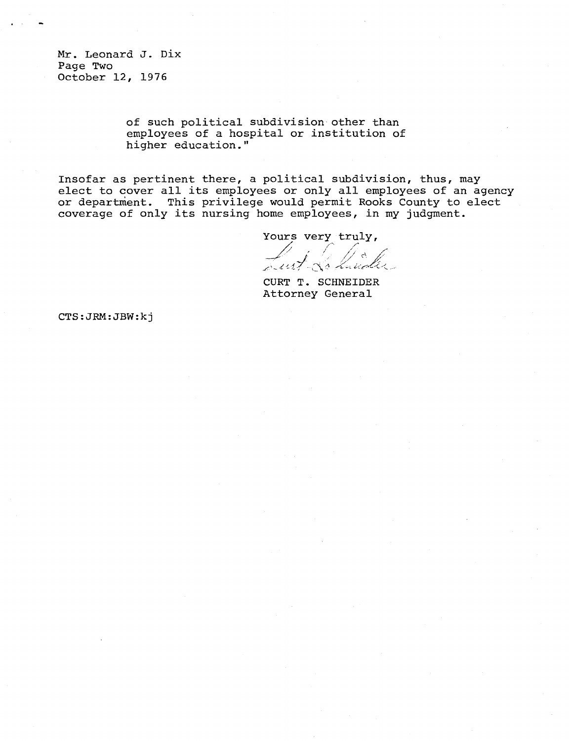Mr. Leonard J. Dix
Page Two
October 12, 1976

> of such political subdivision other than employees of a hospital or institution of higher education."

Insofar as pertinent there, a political subdivision, thus, may elect to cover all its employees or only all employees of an agency or department. This privilege would permit Rooks County to elect coverage of only its nursing home employees, in my judgment.

Yours very truly,

CURT T. SCHNEIDER
Attorney General

CTS:JRM:JBW:kj